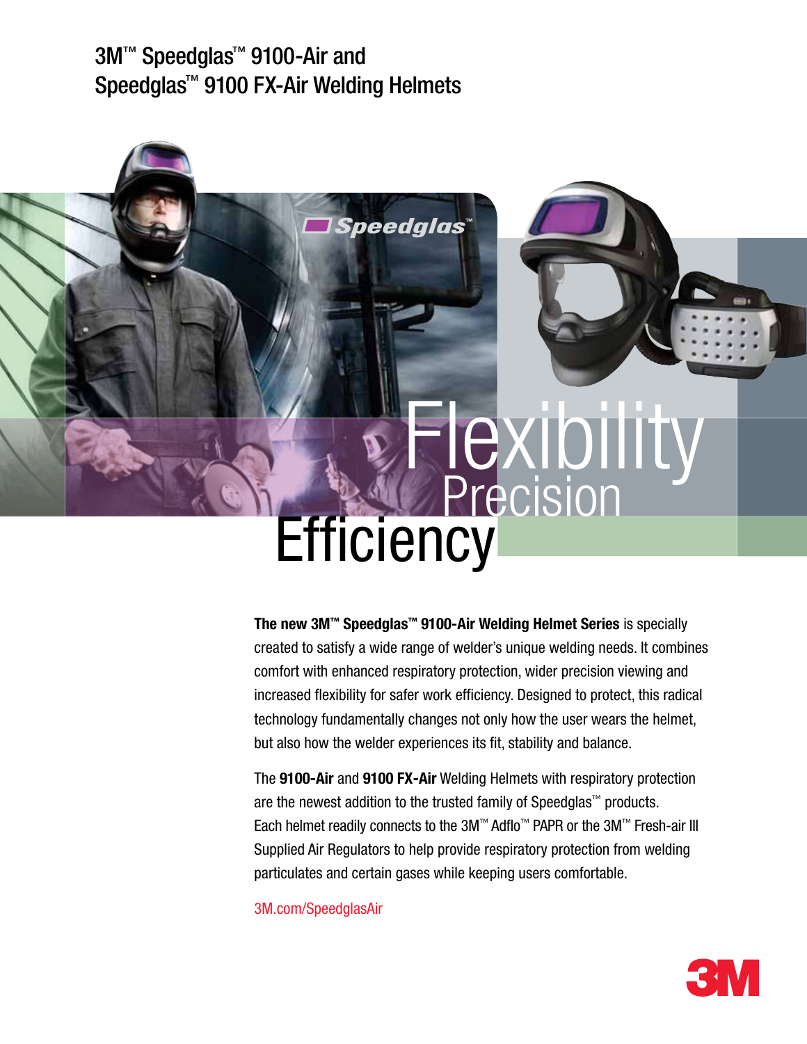# 3M™ Speedglas™ 9100-Air and Speedglas™ 9100 FX-Air Welding Helmets

Speedglas™

Flexibility

Precision

Efficiency

**The new 3M™ Speedglas™ 9100-Air Welding Helmet Series** is specially created to satisfy a wide range of welder's unique welding needs. It combines comfort with enhanced respiratory protection, wider precision viewing and increased flexibility for safer work efficiency. Designed to protect, this radical technology fundamentally changes not only how the user wears the helmet, but also how the welder experiences its fit, stability and balance.

The **9100-Air** and **9100 FX-Air** Welding Helmets with respiratory protection are the newest addition to the trusted family of Speedglas™ products. Each helmet readily connects to the 3M™ Adflo™ PAPR or the 3M™ Fresh-air III Supplied Air Regulators to help provide respiratory protection from welding particulates and certain gases while keeping users comfortable.

3M.com/SpeedglasAir

3M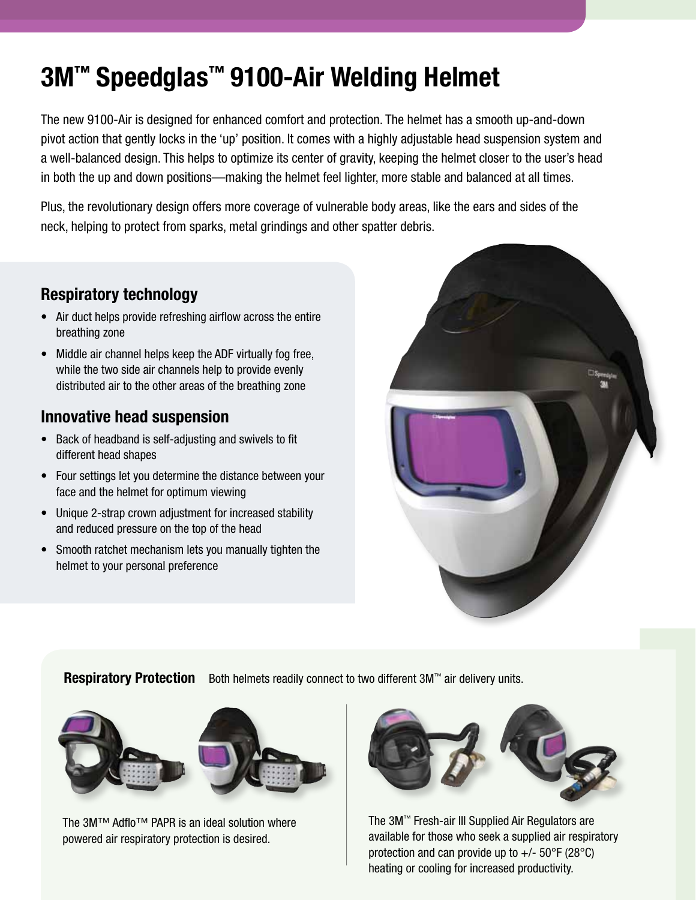# 3M™ Speedglas™ 9100-Air Welding Helmet

The new 9100-Air is designed for enhanced comfort and protection. The helmet has a smooth up-and-down pivot action that gently locks in the 'up' position. It comes with a highly adjustable head suspension system and a well-balanced design. This helps to optimize its center of gravity, keeping the helmet closer to the user's head in both the up and down positions—making the helmet feel lighter, more stable and balanced at all times.

Plus, the revolutionary design offers more coverage of vulnerable body areas, like the ears and sides of the neck, helping to protect from sparks, metal grindings and other spatter debris.

## Respiratory technology

- Air duct helps provide refreshing airflow across the entire breathing zone
- Middle air channel helps keep the ADF virtually fog free, while the two side air channels help to provide evenly distributed air to the other areas of the breathing zone

## Innovative head suspension

- Back of headband is self-adjusting and swivels to fit different head shapes
- Four settings let you determine the distance between your face and the helmet for optimum viewing
- Unique 2-strap crown adjustment for increased stability and reduced pressure on the top of the head
- Smooth ratchet mechanism lets you manually tighten the helmet to your personal preference

**Respiratory Protection** Both helmets readily connect to two different 3M™ air delivery units.

The 3M™ Adflo™ PAPR is an ideal solution where powered air respiratory protection is desired.

The 3M™ Fresh-air III Supplied Air Regulators are available for those who seek a supplied air respiratory protection and can provide up to +/- 50°F (28°C) heating or cooling for increased productivity.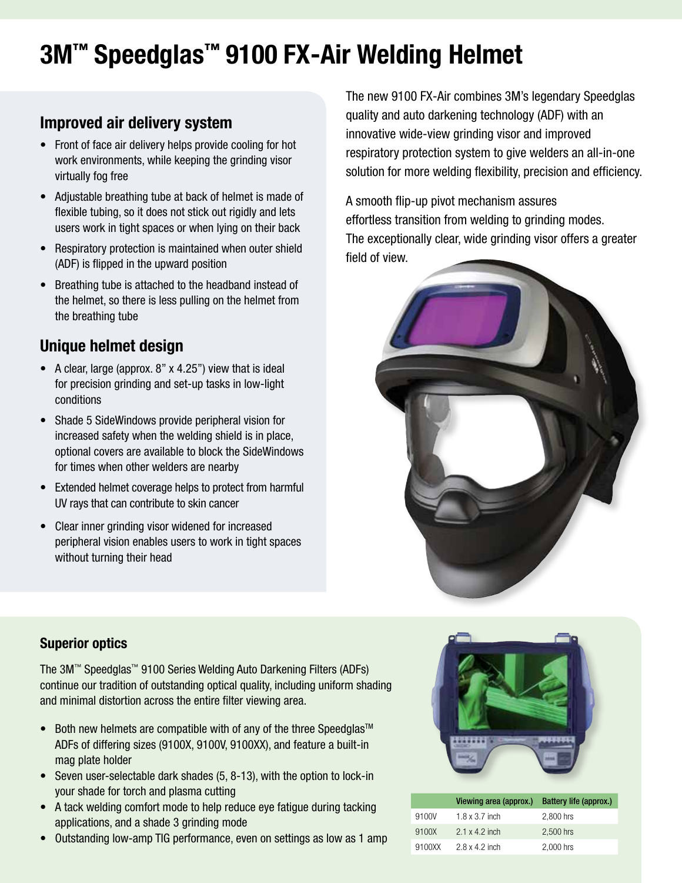# 3M™ Speedglas™ 9100 FX-Air Welding Helmet

## Improved air delivery system

- Front of face air delivery helps provide cooling for hot work environments, while keeping the grinding visor virtually fog free
- Adjustable breathing tube at back of helmet is made of flexible tubing, so it does not stick out rigidly and lets users work in tight spaces or when lying on their back
- Respiratory protection is maintained when outer shield (ADF) is flipped in the upward position
- Breathing tube is attached to the headband instead of the helmet, so there is less pulling on the helmet from the breathing tube

## Unique helmet design

- A clear, large (approx. 8" x 4.25") view that is ideal for precision grinding and set-up tasks in low-light conditions
- Shade 5 SideWindows provide peripheral vision for increased safety when the welding shield is in place, optional covers are available to block the SideWindows for times when other welders are nearby
- Extended helmet coverage helps to protect from harmful UV rays that can contribute to skin cancer
- Clear inner grinding visor widened for increased peripheral vision enables users to work in tight spaces without turning their head

The new 9100 FX-Air combines 3M's legendary Speedglas quality and auto darkening technology (ADF) with an innovative wide-view grinding visor and improved respiratory protection system to give welders an all-in-one solution for more welding flexibility, precision and efficiency.

A smooth flip-up pivot mechanism assures effortless transition from welding to grinding modes. The exceptionally clear, wide grinding visor offers a greater field of view.

### Superior optics

The 3M™ Speedglas™ 9100 Series Welding Auto Darkening Filters (ADFs) continue our tradition of outstanding optical quality, including uniform shading and minimal distortion across the entire filter viewing area.

- Both new helmets are compatible with of any of the three Speedglas™ ADFs of differing sizes (9100X, 9100V, 9100XX), and feature a built-in mag plate holder
- Seven user-selectable dark shades (5, 8-13), with the option to lock-in your shade for torch and plasma cutting
- A tack welding comfort mode to help reduce eye fatigue during tacking applications, and a shade 3 grinding mode
- Outstanding low-amp TIG performance, even on settings as low as 1 amp

| | Viewing area (approx.) | Battery life (approx.) |
|---|---|---|
| 9100V | 1.8 x 3.7 inch | 2,800 hrs |
| 9100X | 2.1 x 4.2 inch | 2,500 hrs |
| 9100XX | 2.8 x 4.2 inch | 2,000 hrs |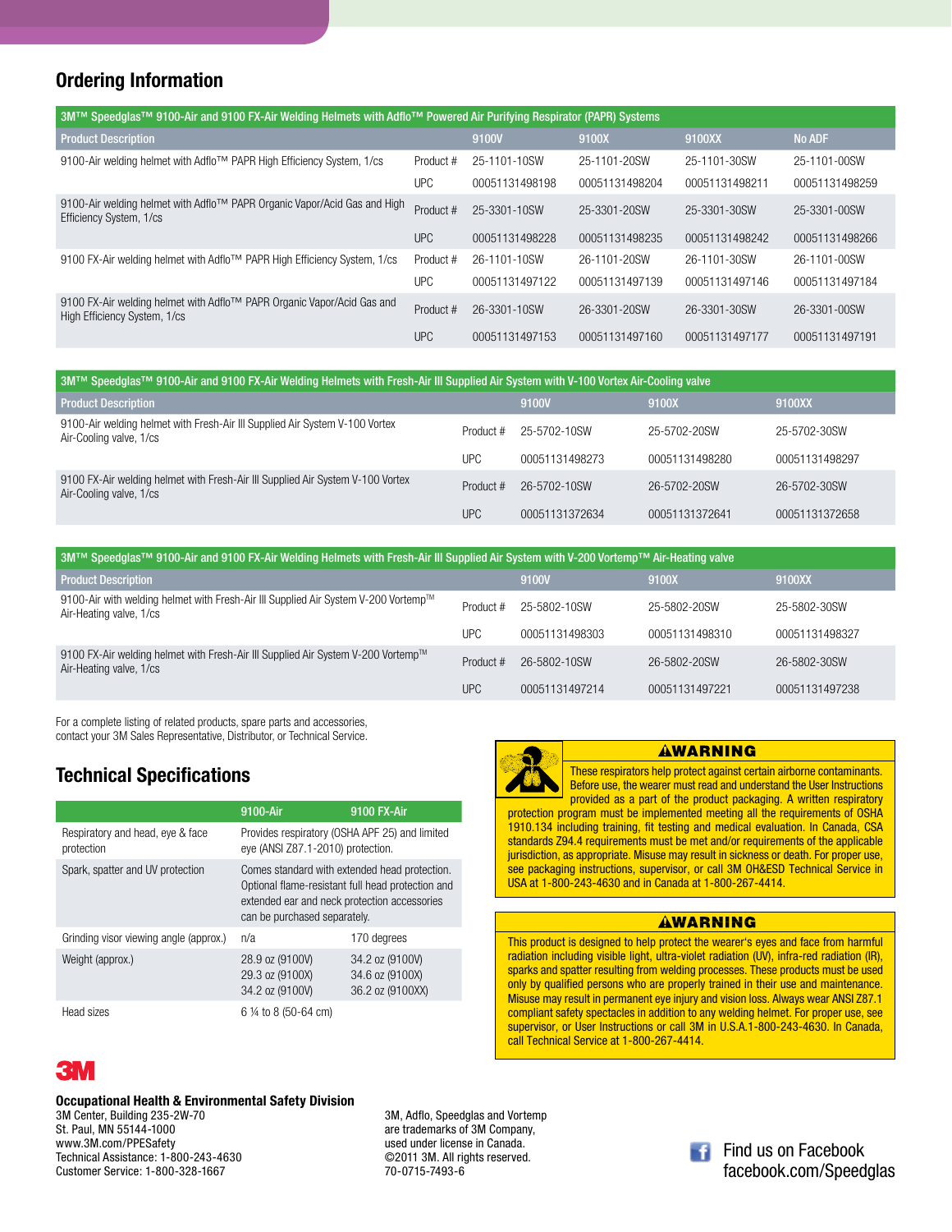## Ordering Information

| 3M™ Speedglas™ 9100-Air and 9100 FX-Air Welding Helmets with Adflo™ Powered Air Purifying Respirator (PAPR) Systems | | | | | |
|---|---|---|---|---|---|
| **Product Description** | | **9100V** | **9100X** | **9100XX** | **No ADF** |
| 9100-Air welding helmet with Adflo™ PAPR High Efficiency System, 1/cs | Product # | 25-1101-10SW | 25-1101-20SW | 25-1101-30SW | 25-1101-00SW |
| | UPC | 00051131498198 | 00051131498204 | 00051131498211 | 00051131498259 |
| 9100-Air welding helmet with Adflo™ PAPR Organic Vapor/Acid Gas and High Efficiency System, 1/cs | Product # | 25-3301-10SW | 25-3301-20SW | 25-3301-30SW | 25-3301-00SW |
| | UPC | 00051131498228 | 00051131498235 | 00051131498242 | 00051131498266 |
| 9100 FX-Air welding helmet with Adflo™ PAPR High Efficiency System, 1/cs | Product # | 26-1101-10SW | 26-1101-20SW | 26-1101-30SW | 26-1101-00SW |
| | UPC | 00051131497122 | 00051131497139 | 00051131497146 | 00051131497184 |
| 9100 FX-Air welding helmet with Adflo™ PAPR Organic Vapor/Acid Gas and High Efficiency System, 1/cs | Product # | 26-3301-10SW | 26-3301-20SW | 26-3301-30SW | 26-3301-00SW |
| | UPC | 00051131497153 | 00051131497160 | 00051131497177 | 00051131497191 |

| 3M™ Speedglas™ 9100-Air and 9100 FX-Air Welding Helmets with Fresh-Air III Supplied Air System with V-100 Vortex Air-Cooling valve | | | | |
|---|---|---|---|---|
| **Product Description** | | **9100V** | **9100X** | **9100XX** |
| 9100-Air welding helmet with Fresh-Air III Supplied Air System V-100 Vortex Air-Cooling valve, 1/cs | Product # | 25-5702-10SW | 25-5702-20SW | 25-5702-30SW |
| | UPC | 00051131498273 | 00051131498280 | 00051131498297 |
| 9100 FX-Air welding helmet with Fresh-Air III Supplied Air System V-100 Vortex Air-Cooling valve, 1/cs | Product # | 26-5702-10SW | 26-5702-20SW | 26-5702-30SW |
| | UPC | 00051131372634 | 00051131372641 | 00051131372658 |

| 3M™ Speedglas™ 9100-Air and 9100 FX-Air Welding Helmets with Fresh-Air III Supplied Air System with V-200 Vortemp™ Air-Heating valve | | | | |
|---|---|---|---|---|
| **Product Description** | | **9100V** | **9100X** | **9100XX** |
| 9100-Air with welding helmet with Fresh-Air III Supplied Air System V-200 Vortemp™ Air-Heating valve, 1/cs | Product # | 25-5802-10SW | 25-5802-20SW | 25-5802-30SW |
| | UPC | 00051131498303 | 00051131498310 | 00051131498327 |
| 9100 FX-Air welding helmet with Fresh-Air III Supplied Air System V-200 Vortemp™ Air-Heating valve, 1/cs | Product # | 26-5802-10SW | 26-5802-20SW | 26-5802-30SW |
| | UPC | 00051131497214 | 00051131497221 | 00051131497238 |

For a complete listing of related products, spare parts and accessories, contact your 3M Sales Representative, Distributor, or Technical Service.

## Technical Specifications

| | 9100-Air | 9100 FX-Air |
|---|---|---|
| Respiratory and head, eye & face protection | Provides respiratory (OSHA APF 25) and limited eye (ANSI Z87.1-2010) protection. | |
| Spark, spatter and UV protection | Comes standard with extended head protection. Optional flame-resistant full head protection and extended ear and neck protection accessories can be purchased separately. | |
| Grinding visor viewing angle (approx.) | n/a | 170 degrees |
| Weight (approx.) | 28.9 oz (9100V)<br>29.3 oz (9100X)<br>34.2 oz (9100V) | 34.2 oz (9100V)<br>34.6 oz (9100X)<br>36.2 oz (9100XX) |
| Head sizes | 6 ¼ to 8 (50-64 cm) | |

**⚠WARNING**

These respirators help protect against certain airborne contaminants. Before use, the wearer must read and understand the User Instructions provided as a part of the product packaging. A written respiratory protection program must be implemented meeting all the requirements of OSHA 1910.134 including training, fit testing and medical evaluation. In Canada, CSA standards Z94.4 requirements must be met and/or requirements of the applicable jurisdiction, as appropriate. Misuse may result in sickness or death. For proper use, see packaging instructions, supervisor, or call 3M OH&ESD Technical Service in USA at 1-800-243-4630 and in Canada at 1-800-267-4414.

**⚠WARNING**

This product is designed to help protect the wearer's eyes and face from harmful radiation including visible light, ultra-violet radiation (UV), infra-red radiation (IR), sparks and spatter resulting from welding processes. These products must be used only by qualified persons who are properly trained in their use and maintenance. Misuse may result in permanent eye injury and vision loss. Always wear ANSI Z87.1 compliant safety spectacles in addition to any welding helmet. For proper use, see supervisor, or User Instructions or call 3M in U.S.A.1-800-243-4630. In Canada, call Technical Service at 1-800-267-4414.

3M

**Occupational Health & Environmental Safety Division**
3M Center, Building 235-2W-70
St. Paul, MN 55144-1000
www.3M.com/PPESafety
Technical Assistance: 1-800-243-4630
Customer Service: 1-800-328-1667

3M, Adflo, Speedglas and Vortemp are trademarks of 3M Company, used under license in Canada.
©2011 3M. All rights reserved.
70-0715-7493-6

Find us on Facebook
facebook.com/Speedglas